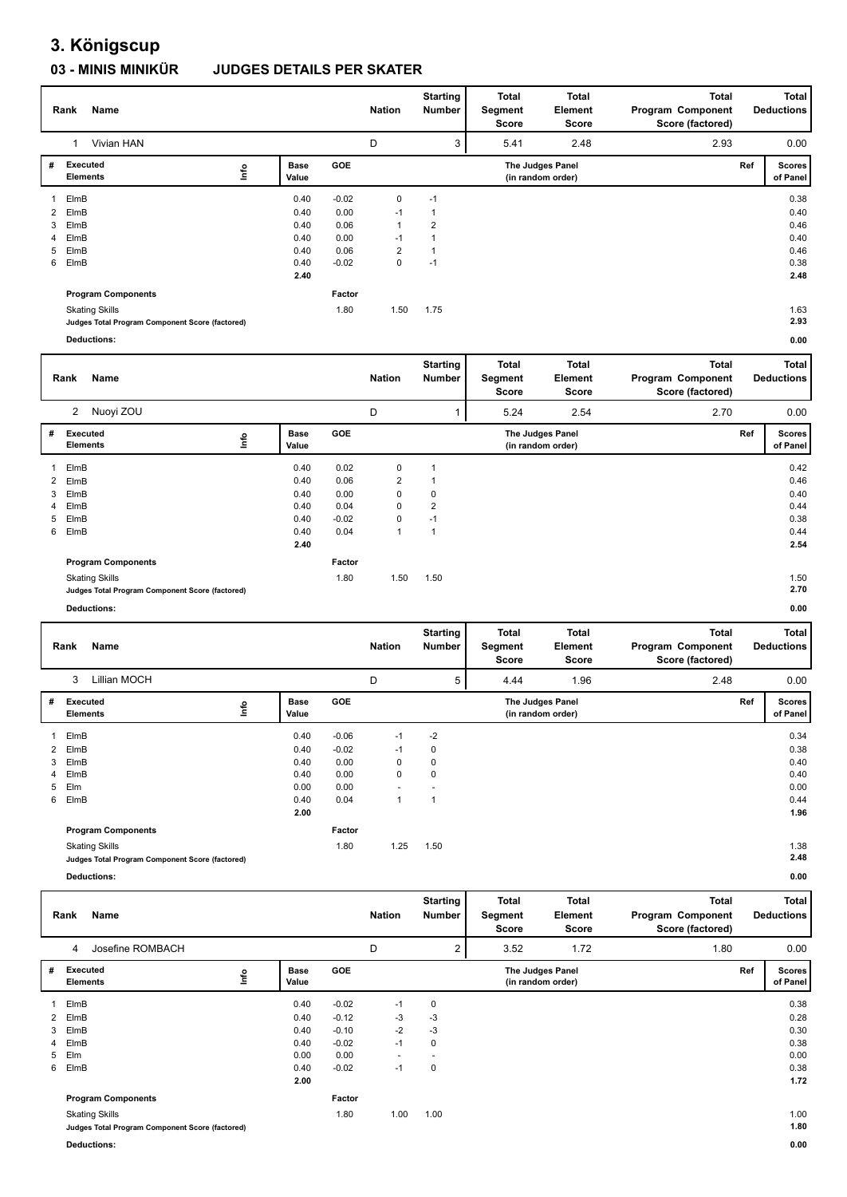# 3. Königscup

## 03 - MINIS MINIKÜR JUDGES DETAILS PER SKATER

| Rank | Name | Nation | Starting Number | Total Segment Score | Total Element Score | Total Program Component Score (factored) | Total Deductions |
|---|---|---|---|---|---|---|---|
| 1 | Vivian HAN | D | 3 | 5.41 | 2.48 | 2.93 | 0.00 |

| # | Executed Elements | Info | Base Value | GOE | The Judges Panel (in random order) | | Ref | Scores of Panel |
|---|---|---|---|---|---|---|---|---|
| 1 | ElmB | | 0.40 | -0.02 | 0 | -1 | | 0.38 |
| 2 | ElmB | | 0.40 | 0.00 | -1 | 1 | | 0.40 |
| 3 | ElmB | | 0.40 | 0.06 | 1 | 2 | | 0.46 |
| 4 | ElmB | | 0.40 | 0.00 | -1 | 1 | | 0.40 |
| 5 | ElmB | | 0.40 | 0.06 | 2 | 1 | | 0.46 |
| 6 | ElmB | | 0.40 | -0.02 | 0 | -1 | | 0.38 |
| | | | 2.40 | | | | | 2.48 |
| | **Program Components** | | | Factor | | | | |
| | Skating Skills | | | 1.80 | 1.50 | 1.75 | | 1.63 |
| | **Judges Total Program Component Score (factored)** | | | | | | | 2.93 |
| | **Deductions:** | | | | | | | 0.00 |

| Rank | Name | Nation | Starting Number | Total Segment Score | Total Element Score | Total Program Component Score (factored) | Total Deductions |
|---|---|---|---|---|---|---|---|
| 2 | Nuoyi ZOU | D | 1 | 5.24 | 2.54 | 2.70 | 0.00 |

| # | Executed Elements | Info | Base Value | GOE | The Judges Panel (in random order) | | Ref | Scores of Panel |
|---|---|---|---|---|---|---|---|---|
| 1 | ElmB | | 0.40 | 0.02 | 0 | 1 | | 0.42 |
| 2 | ElmB | | 0.40 | 0.06 | 2 | 1 | | 0.46 |
| 3 | ElmB | | 0.40 | 0.00 | 0 | 0 | | 0.40 |
| 4 | ElmB | | 0.40 | 0.04 | 0 | 2 | | 0.44 |
| 5 | ElmB | | 0.40 | -0.02 | 0 | -1 | | 0.38 |
| 6 | ElmB | | 0.40 | 0.04 | 1 | 1 | | 0.44 |
| | | | 2.40 | | | | | 2.54 |
| | **Program Components** | | | Factor | | | | |
| | Skating Skills | | | 1.80 | 1.50 | 1.50 | | 1.50 |
| | **Judges Total Program Component Score (factored)** | | | | | | | 2.70 |
| | **Deductions:** | | | | | | | 0.00 |

| Rank | Name | Nation | Starting Number | Total Segment Score | Total Element Score | Total Program Component Score (factored) | Total Deductions |
|---|---|---|---|---|---|---|---|
| 3 | Lillian MOCH | D | 5 | 4.44 | 1.96 | 2.48 | 0.00 |

| # | Executed Elements | Info | Base Value | GOE | The Judges Panel (in random order) | | Ref | Scores of Panel |
|---|---|---|---|---|---|---|---|---|
| 1 | ElmB | | 0.40 | -0.06 | -1 | -2 | | 0.34 |
| 2 | ElmB | | 0.40 | -0.02 | -1 | 0 | | 0.38 |
| 3 | ElmB | | 0.40 | 0.00 | 0 | 0 | | 0.40 |
| 4 | ElmB | | 0.40 | 0.00 | 0 | 0 | | 0.40 |
| 5 | Elm | | 0.00 | 0.00 | - | - | | 0.00 |
| 6 | ElmB | | 0.40 | 0.04 | 1 | 1 | | 0.44 |
| | | | 2.00 | | | | | 1.96 |
| | **Program Components** | | | Factor | | | | |
| | Skating Skills | | | 1.80 | 1.25 | 1.50 | | 1.38 |
| | **Judges Total Program Component Score (factored)** | | | | | | | 2.48 |
| | **Deductions:** | | | | | | | 0.00 |

| Rank | Name | Nation | Starting Number | Total Segment Score | Total Element Score | Total Program Component Score (factored) | Total Deductions |
|---|---|---|---|---|---|---|---|
| 4 | Josefine ROMBACH | D | 2 | 3.52 | 1.72 | 1.80 | 0.00 |

| # | Executed Elements | Info | Base Value | GOE | The Judges Panel (in random order) | | Ref | Scores of Panel |
|---|---|---|---|---|---|---|---|---|
| 1 | ElmB | | 0.40 | -0.02 | -1 | 0 | | 0.38 |
| 2 | ElmB | | 0.40 | -0.12 | -3 | -3 | | 0.28 |
| 3 | ElmB | | 0.40 | -0.10 | -2 | -3 | | 0.30 |
| 4 | ElmB | | 0.40 | -0.02 | -1 | 0 | | 0.38 |
| 5 | Elm | | 0.00 | 0.00 | - | - | | 0.00 |
| 6 | ElmB | | 0.40 | -0.02 | -1 | 0 | | 0.38 |
| | | | 2.00 | | | | | 1.72 |
| | **Program Components** | | | Factor | | | | |
| | Skating Skills | | | 1.80 | 1.00 | 1.00 | | 1.00 |
| | **Judges Total Program Component Score (factored)** | | | | | | | 1.80 |
| | **Deductions:** | | | | | | | 0.00 |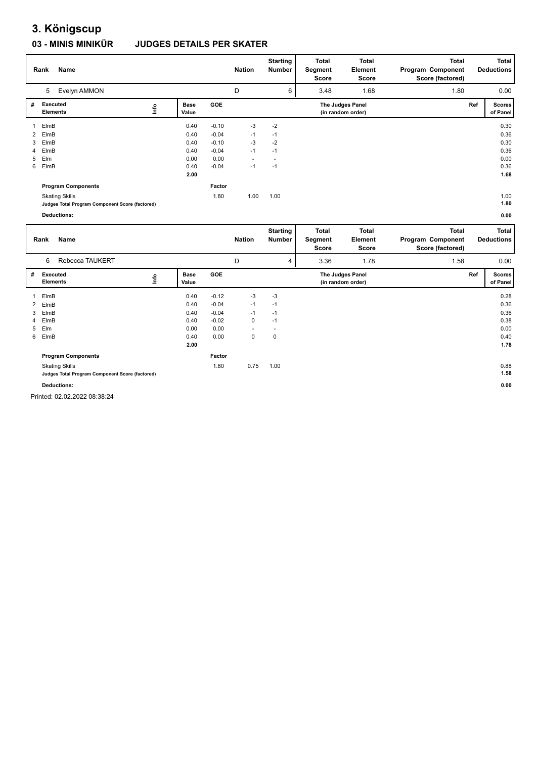# 3. Königscup

## 03 - MINIS MINIKÜR JUDGES DETAILS PER SKATER

| Rank | Name | Nation | Starting Number | Total Segment Score | Total Element Score | Total Program Component Score (factored) | Total Deductions |
|---|---|---|---|---|---|---|---|
| 5 | Evelyn AMMON | D | 6 | 3.48 | 1.68 | 1.80 | 0.00 |

| # | Executed Elements | Info | Base Value | GOE | The Judges Panel (in random order) | | Ref | Scores of Panel |
|---|---|---|---|---|---|---|---|---|
| 1 | ElmB | | 0.40 | -0.10 | -3 | -2 | | 0.30 |
| 2 | ElmB | | 0.40 | -0.04 | -1 | -1 | | 0.36 |
| 3 | ElmB | | 0.40 | -0.10 | -3 | -2 | | 0.30 |
| 4 | ElmB | | 0.40 | -0.04 | -1 | -1 | | 0.36 |
| 5 | Elm | | 0.00 | 0.00 | - | - | | 0.00 |
| 6 | ElmB | | 0.40 | -0.04 | -1 | -1 | | 0.36 |
| | | | 2.00 | | | | | 1.68 |
| | **Program Components** | | | Factor | | | | |
| | Skating Skills | | | 1.80 | 1.00 | 1.00 | | 1.00 |
| | **Judges Total Program Component Score (factored)** | | | | | | | 1.80 |
| | **Deductions:** | | | | | | | 0.00 |

| Rank | Name | Nation | Starting Number | Total Segment Score | Total Element Score | Total Program Component Score (factored) | Total Deductions |
|---|---|---|---|---|---|---|---|
| 6 | Rebecca TAUKERT | D | 4 | 3.36 | 1.78 | 1.58 | 0.00 |

| # | Executed Elements | Info | Base Value | GOE | The Judges Panel (in random order) | | Ref | Scores of Panel |
|---|---|---|---|---|---|---|---|---|
| 1 | ElmB | | 0.40 | -0.12 | -3 | -3 | | 0.28 |
| 2 | ElmB | | 0.40 | -0.04 | -1 | -1 | | 0.36 |
| 3 | ElmB | | 0.40 | -0.04 | -1 | -1 | | 0.36 |
| 4 | ElmB | | 0.40 | -0.02 | 0 | -1 | | 0.38 |
| 5 | Elm | | 0.00 | 0.00 | - | - | | 0.00 |
| 6 | ElmB | | 0.40 | 0.00 | 0 | 0 | | 0.40 |
| | | | 2.00 | | | | | 1.78 |
| | **Program Components** | | | Factor | | | | |
| | Skating Skills | | | 1.80 | 0.75 | 1.00 | | 0.88 |
| | **Judges Total Program Component Score (factored)** | | | | | | | 1.58 |
| | **Deductions:** | | | | | | | 0.00 |

Printed: 02.02.2022 08:38:24